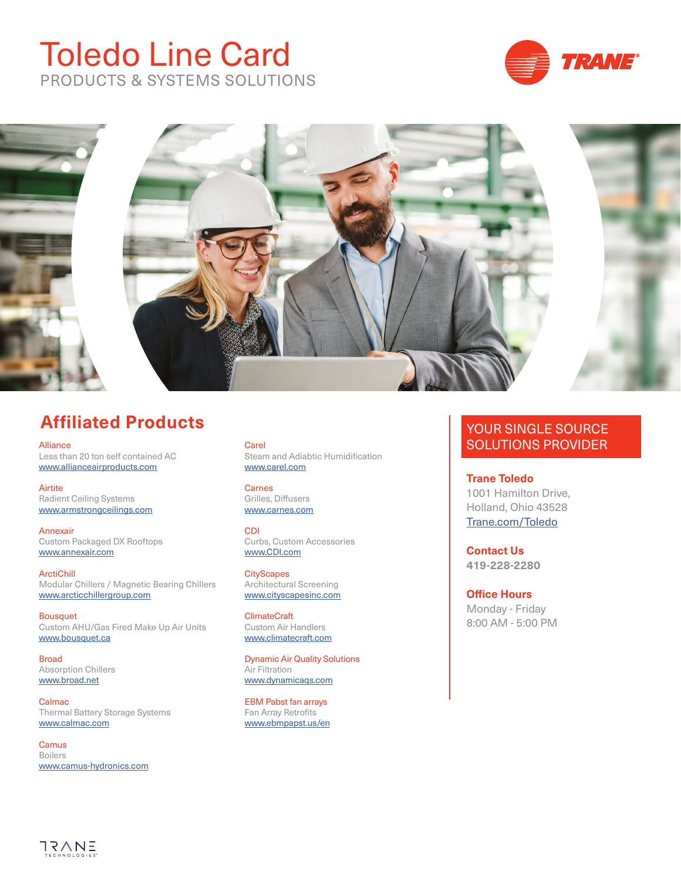# Toledo Line Card

PRODUCTS & SYSTEMS SOLUTIONS

TRANE

## Affiliated Products

**Alliance**
Less than 20 ton self contained AC
www.allianceairproducts.com

**Airtite**
Radient Ceiling Systems
www.armstrongceilings.com

**Annexair**
Custom Packaged DX Rooftops
www.annexair.com

**ArctiChill**
Modular Chillers / Magnetic Bearing Chillers
www.arcticchillergroup.com

**Bousquet**
Custom AHU/Gas Fired Make Up Air Units
www.bousquet.ca

**Broad**
Absorption Chillers
www.broad.net

**Calmac**
Thermal Battery Storage Systems
www.calmac.com

**Camus**
Boilers
www.camus-hydronics.com

**Carel**
Steam and Adiabtic Humidification
www.carel.com

**Carnes**
Grilles, Diffusers
www.carnes.com

**CDI**
Curbs, Custom Accessories
www.CDI.com

**CityScapes**
Architectural Screening
www.cityscapesinc.com

**ClimateCraft**
Custom Air Handlers
www.climatecraft.com

**Dynamic Air Quality Solutions**
Air Filtration
www.dynamicaqs.com

**EBM Pabst fan arrays**
Fan Array Retrofits
www.ebmpapst.us/en

## YOUR SINGLE SOURCE SOLUTIONS PROVIDER

**Trane Toledo**
1001 Hamilton Drive,
Holland, Ohio 43528
Trane.com/Toledo

**Contact Us**
419-228-2280

**Office Hours**
Monday - Friday
8:00 AM - 5:00 PM

TRANE TECHNOLOGIES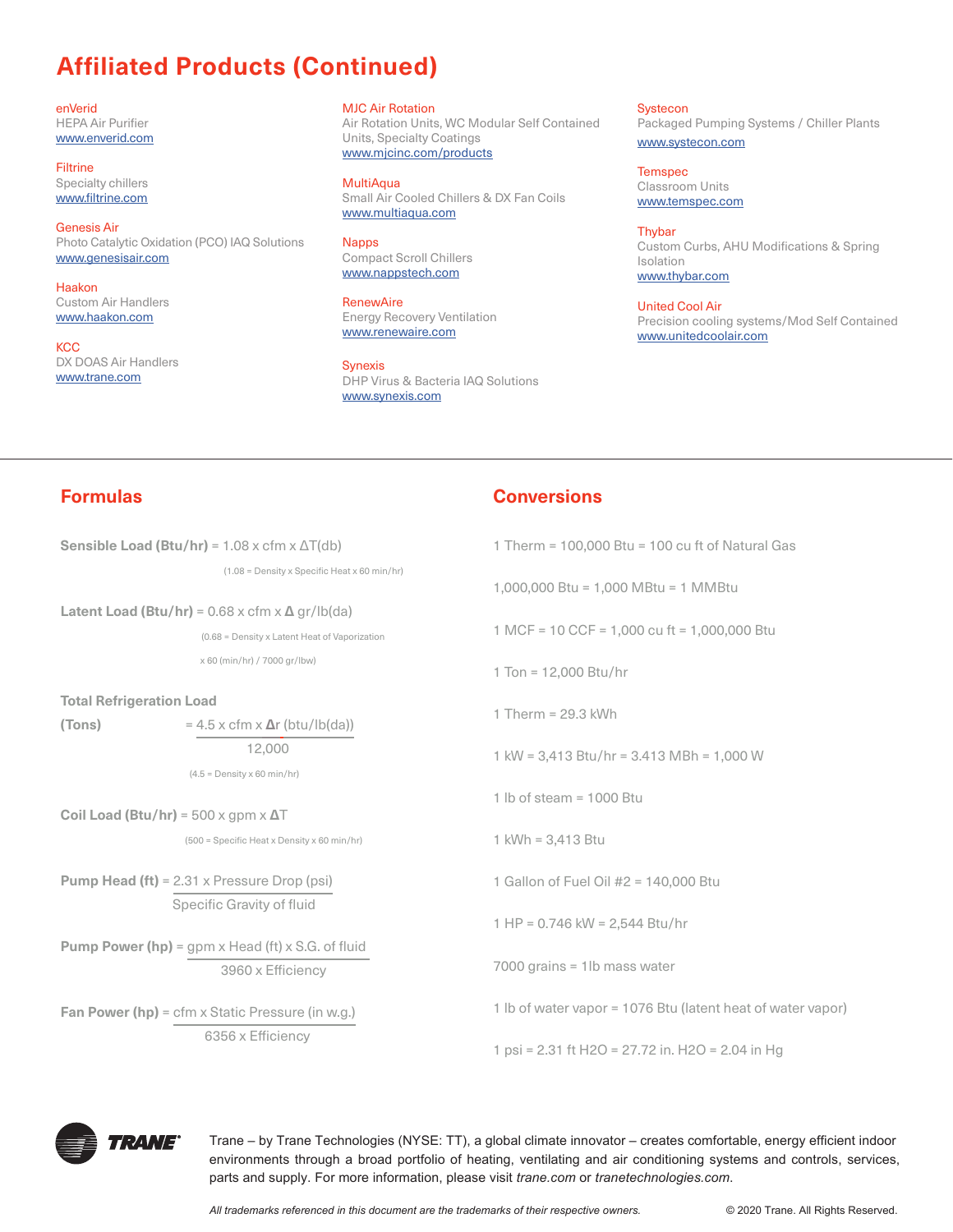## Affiliated Products (Continued)

enVerid
HEPA Air Purifier
www.enverid.com

Filtrine
Specialty chillers
www.filtrine.com

Genesis Air
Photo Catalytic Oxidation (PCO) IAQ Solutions
www.genesisair.com

Haakon
Custom Air Handlers
www.haakon.com

KCC
DX DOAS Air Handlers
www.trane.com

MJC Air Rotation
Air Rotation Units, WC Modular Self Contained Units, Specialty Coatings
www.mjcinc.com/products

MultiAqua
Small Air Cooled Chillers & DX Fan Coils
www.multiaqua.com

Napps
Compact Scroll Chillers
www.nappstech.com

RenewAire
Energy Recovery Ventilation
www.renewaire.com

Synexis
DHP Virus & Bacteria IAQ Solutions
www.synexis.com

Systecon
Packaged Pumping Systems / Chiller Plants
www.systecon.com

Temspec
Classroom Units
www.temspec.com

Thybar
Custom Curbs, AHU Modifications & Spring Isolation
www.thybar.com

United Cool Air
Precision cooling systems/Mod Self Contained
www.unitedcoolair.com

## Formulas

**Sensible Load (Btu/hr)** = 1.08 x cfm x ΔT(db)

(1.08 = Density x Specific Heat x 60 min/hr)

**Latent Load (Btu/hr)** = 0.68 x cfm x Δ gr/lb(da)

(0.68 = Density x Latent Heat of Vaporization x 60 (min/hr) / 7000 gr/lbw)

**Total Refrigeration Load (Tons)**

$$= \frac{4.5 \times \text{cfm} \times \Delta r \text{ (btu/lb(da))}}{12{,}000}$$

(4.5 = Density x 60 min/hr)

**Coil Load (Btu/hr)** = 500 x gpm x ΔT

(500 = Specific Heat x Density x 60 min/hr)

**Pump Head (ft)**

$$= \frac{2.31 \times \text{Pressure Drop (psi)}}{\text{Specific Gravity of fluid}}$$

**Pump Power (hp)**

$$= \frac{\text{gpm} \times \text{Head (ft)} \times \text{S.G. of fluid}}{3960 \times \text{Efficiency}}$$

**Fan Power (hp)**

$$= \frac{\text{cfm} \times \text{Static Pressure (in w.g.)}}{6356 \times \text{Efficiency}}$$

## Conversions

1 Therm = 100,000 Btu = 100 cu ft of Natural Gas

1,000,000 Btu = 1,000 MBtu = 1 MMBtu

1 MCF = 10 CCF = 1,000 cu ft = 1,000,000 Btu

1 Ton = 12,000 Btu/hr

1 Therm = 29.3 kWh

1 kW = 3,413 Btu/hr = 3.413 MBh = 1,000 W

1 lb of steam = 1000 Btu

1 kWh = 3,413 Btu

1 Gallon of Fuel Oil #2 = 140,000 Btu

1 HP = 0.746 kW = 2,544 Btu/hr

7000 grains = 1lb mass water

1 lb of water vapor = 1076 Btu (latent heat of water vapor)

1 psi = 2.31 ft $H_2O$ = 27.72 in. $H_2O$ = 2.04 in Hg

TRANE

Trane – by Trane Technologies (NYSE: TT), a global climate innovator – creates comfortable, energy efficient indoor environments through a broad portfolio of heating, ventilating and air conditioning systems and controls, services, parts and supply. For more information, please visit *trane.com* or *tranetechnologies.com*.

*All trademarks referenced in this document are the trademarks of their respective owners.*

© 2020 Trane. All Rights Reserved.